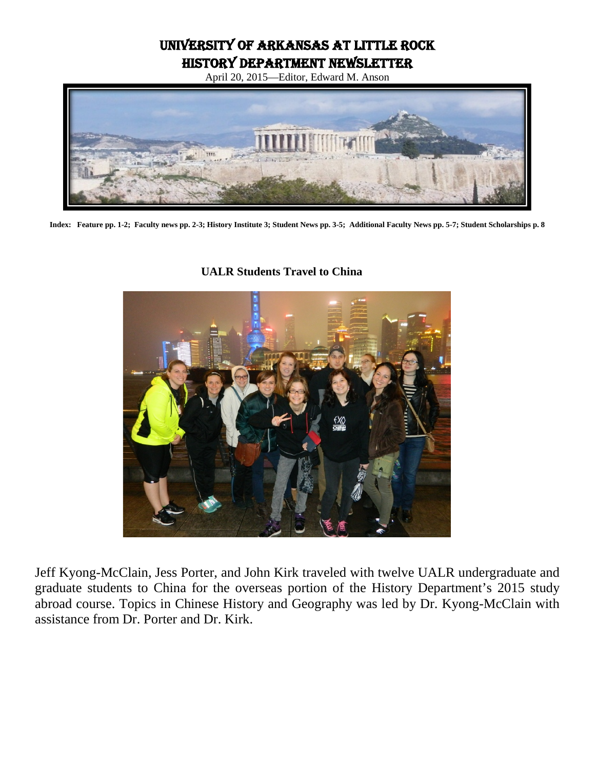# UNIVERSITY OF ARKANSAS AT LITTLE ROCK
# HISTORY DEPARTMENT NEWSLETTER

April 20, 2015—Editor, Edward M. Anson

**Index: Feature pp. 1-2; Faculty news pp. 2-3; History Institute 3; Student News pp. 3-5; Additional Faculty News pp. 5-7; Student Scholarships p. 8**

## UALR Students Travel to China

Jeff Kyong-McClain, Jess Porter, and John Kirk traveled with twelve UALR undergraduate and graduate students to China for the overseas portion of the History Department's 2015 study abroad course. Topics in Chinese History and Geography was led by Dr. Kyong-McClain with assistance from Dr. Porter and Dr. Kirk.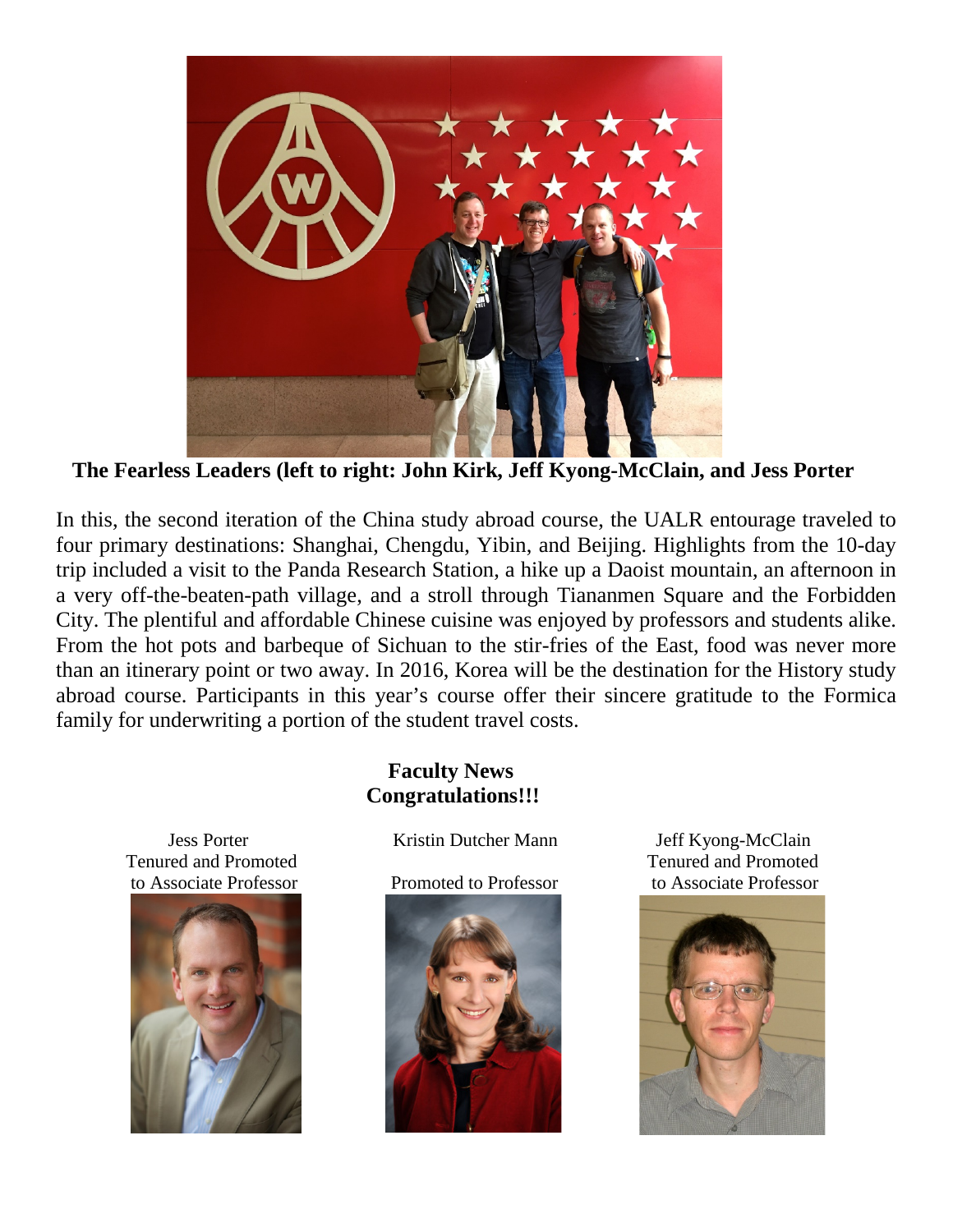**The Fearless Leaders (left to right: John Kirk, Jeff Kyong-McClain, and Jess Porter**

In this, the second iteration of the China study abroad course, the UALR entourage traveled to four primary destinations: Shanghai, Chengdu, Yibin, and Beijing. Highlights from the 10-day trip included a visit to the Panda Research Station, a hike up a Daoist mountain, an afternoon in a very off-the-beaten-path village, and a stroll through Tiananmen Square and the Forbidden City. The plentiful and affordable Chinese cuisine was enjoyed by professors and students alike. From the hot pots and barbeque of Sichuan to the stir-fries of the East, food was never more than an itinerary point or two away. In 2016, Korea will be the destination for the History study abroad course. Participants in this year's course offer their sincere gratitude to the Formica family for underwriting a portion of the student travel costs.

## Faculty News
## Congratulations!!!

Jess Porter
Tenured and Promoted
to Associate Professor

Kristin Dutcher Mann

Promoted to Professor

Jeff Kyong-McClain
Tenured and Promoted
to Associate Professor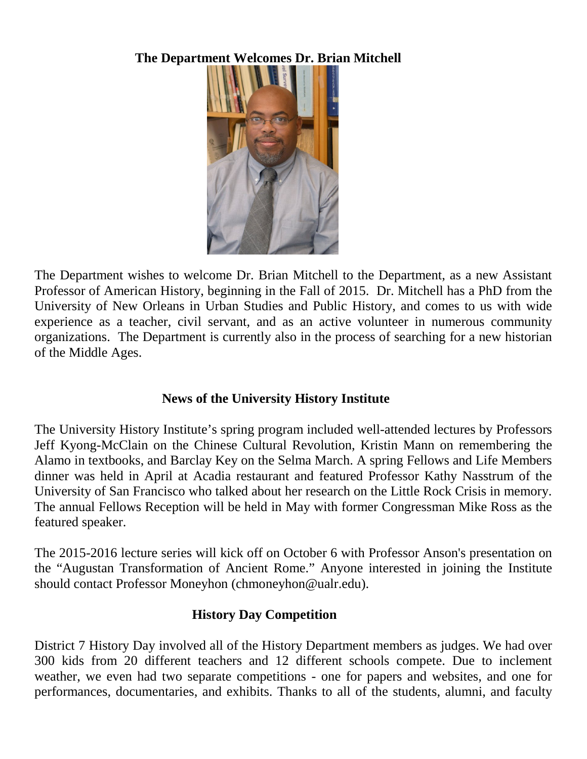## The Department Welcomes Dr. Brian Mitchell

The Department wishes to welcome Dr. Brian Mitchell to the Department, as a new Assistant Professor of American History, beginning in the Fall of 2015. Dr. Mitchell has a PhD from the University of New Orleans in Urban Studies and Public History, and comes to us with wide experience as a teacher, civil servant, and as an active volunteer in numerous community organizations. The Department is currently also in the process of searching for a new historian of the Middle Ages.

## News of the University History Institute

The University History Institute's spring program included well-attended lectures by Professors Jeff Kyong-McClain on the Chinese Cultural Revolution, Kristin Mann on remembering the Alamo in textbooks, and Barclay Key on the Selma March. A spring Fellows and Life Members dinner was held in April at Acadia restaurant and featured Professor Kathy Nasstrum of the University of San Francisco who talked about her research on the Little Rock Crisis in memory. The annual Fellows Reception will be held in May with former Congressman Mike Ross as the featured speaker.

The 2015-2016 lecture series will kick off on October 6 with Professor Anson's presentation on the "Augustan Transformation of Ancient Rome." Anyone interested in joining the Institute should contact Professor Moneyhon (chmoneyhon@ualr.edu).

## History Day Competition

District 7 History Day involved all of the History Department members as judges. We had over 300 kids from 20 different teachers and 12 different schools compete. Due to inclement weather, we even had two separate competitions - one for papers and websites, and one for performances, documentaries, and exhibits. Thanks to all of the students, alumni, and faculty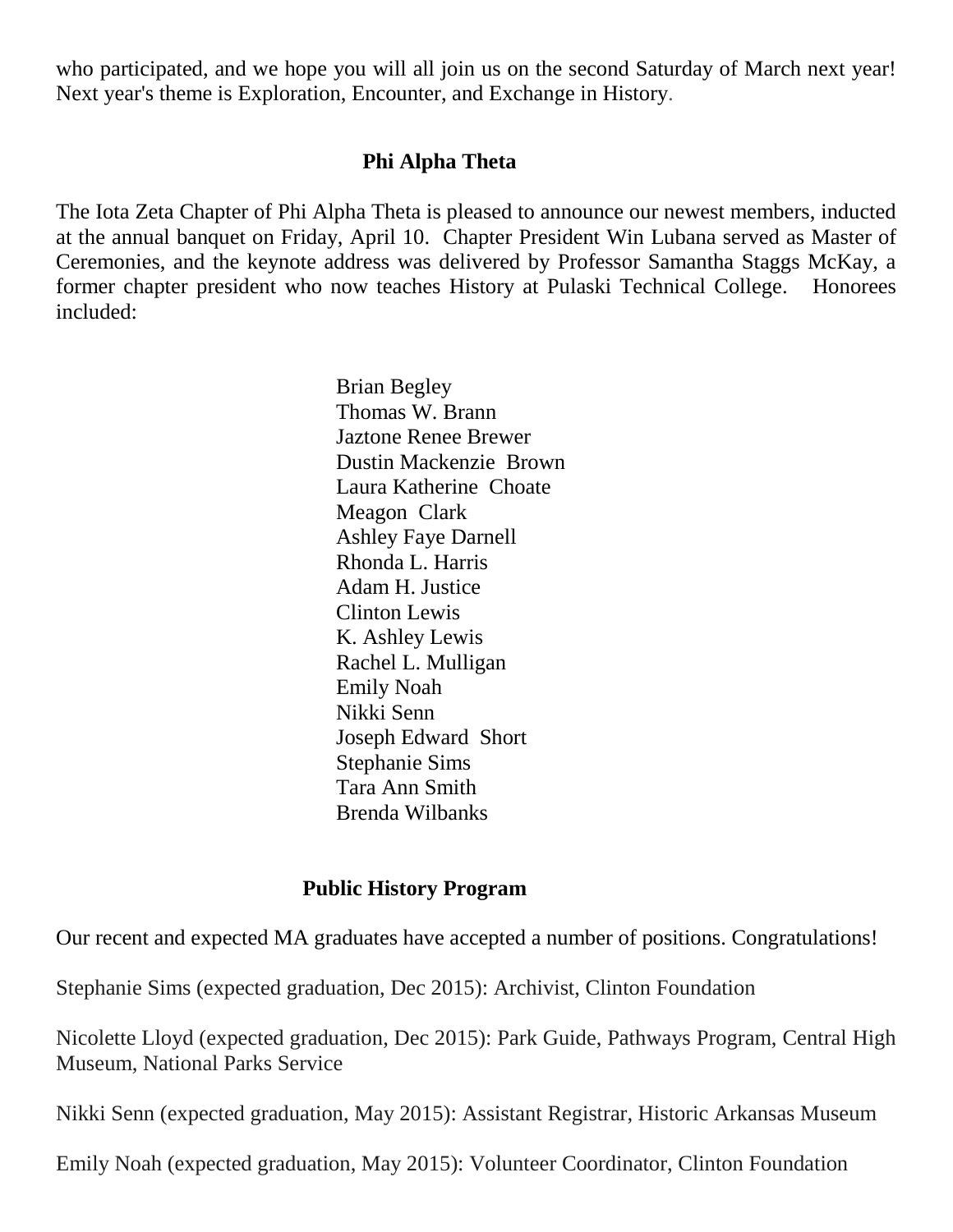who participated, and we hope you will all join us on the second Saturday of March next year! Next year's theme is Exploration, Encounter, and Exchange in History.

## Phi Alpha Theta

The Iota Zeta Chapter of Phi Alpha Theta is pleased to announce our newest members, inducted at the annual banquet on Friday, April 10. Chapter President Win Lubana served as Master of Ceremonies, and the keynote address was delivered by Professor Samantha Staggs McKay, a former chapter president who now teaches History at Pulaski Technical College. Honorees included:

Brian Begley
Thomas W. Brann
Jaztone Renee Brewer
Dustin Mackenzie Brown
Laura Katherine Choate
Meagon Clark
Ashley Faye Darnell
Rhonda L. Harris
Adam H. Justice
Clinton Lewis
K. Ashley Lewis
Rachel L. Mulligan
Emily Noah
Nikki Senn
Joseph Edward Short
Stephanie Sims
Tara Ann Smith
Brenda Wilbanks

## Public History Program

Our recent and expected MA graduates have accepted a number of positions. Congratulations!

Stephanie Sims (expected graduation, Dec 2015): Archivist, Clinton Foundation

Nicolette Lloyd (expected graduation, Dec 2015): Park Guide, Pathways Program, Central High Museum, National Parks Service

Nikki Senn (expected graduation, May 2015): Assistant Registrar, Historic Arkansas Museum

Emily Noah (expected graduation, May 2015): Volunteer Coordinator, Clinton Foundation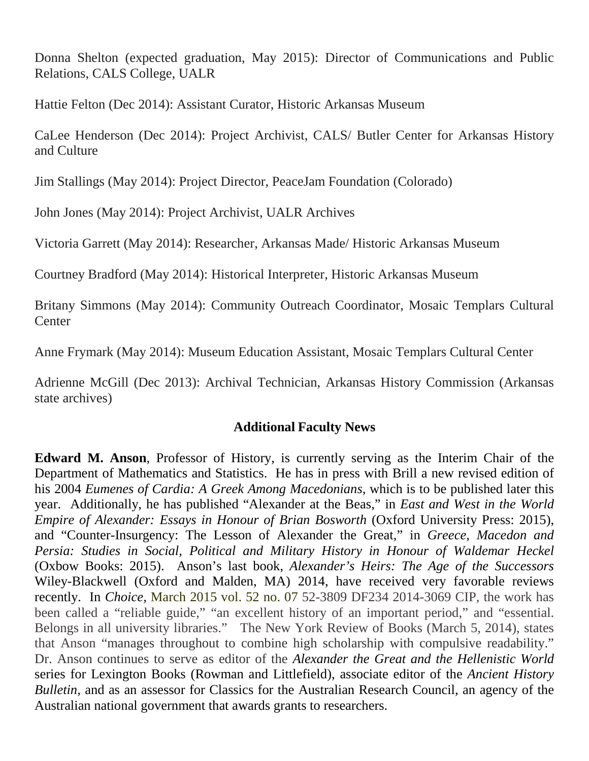Donna Shelton (expected graduation, May 2015): Director of Communications and Public Relations, CALS College, UALR

Hattie Felton (Dec 2014): Assistant Curator, Historic Arkansas Museum

CaLee Henderson (Dec 2014): Project Archivist, CALS/ Butler Center for Arkansas History and Culture

Jim Stallings (May 2014): Project Director, PeaceJam Foundation (Colorado)

John Jones (May 2014): Project Archivist, UALR Archives

Victoria Garrett (May 2014): Researcher, Arkansas Made/ Historic Arkansas Museum

Courtney Bradford (May 2014): Historical Interpreter, Historic Arkansas Museum

Britany Simmons (May 2014): Community Outreach Coordinator, Mosaic Templars Cultural Center

Anne Frymark (May 2014): Museum Education Assistant, Mosaic Templars Cultural Center

Adrienne McGill (Dec 2013): Archival Technician, Arkansas History Commission (Arkansas state archives)

### Additional Faculty News

**Edward M. Anson**, Professor of History, is currently serving as the Interim Chair of the Department of Mathematics and Statistics. He has in press with Brill a new revised edition of his 2004 *Eumenes of Cardia: A Greek Among Macedonians*, which is to be published later this year. Additionally, he has published "Alexander at the Beas," in *East and West in the World Empire of Alexander: Essays in Honour of Brian Bosworth* (Oxford University Press: 2015), and "Counter-Insurgency: The Lesson of Alexander the Great," in *Greece, Macedon and Persia: Studies in Social, Political and Military History in Honour of Waldemar Heckel* (Oxbow Books: 2015). Anson's last book, *Alexander's Heirs: The Age of the Successors* Wiley-Blackwell (Oxford and Malden, MA) 2014, have received very favorable reviews recently. In *Choice*, March 2015 vol. 52 no. 07 52-3809 DF234 2014-3069 CIP, the work has been called a "reliable guide," "an excellent history of an important period," and "essential. Belongs in all university libraries." The New York Review of Books (March 5, 2014), states that Anson "manages throughout to combine high scholarship with compulsive readability." Dr. Anson continues to serve as editor of the *Alexander the Great and the Hellenistic World* series for Lexington Books (Rowman and Littlefield), associate editor of the *Ancient History Bulletin*, and as an assessor for Classics for the Australian Research Council, an agency of the Australian national government that awards grants to researchers.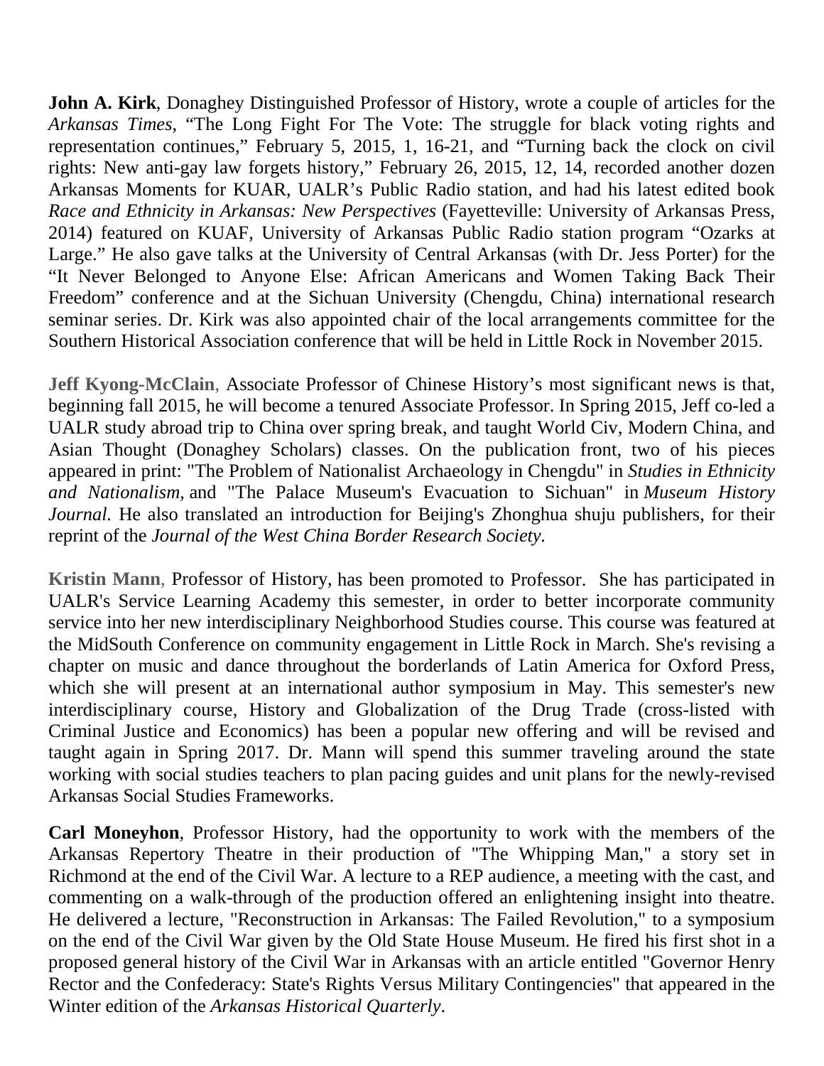**John A. Kirk**, Donaghey Distinguished Professor of History, wrote a couple of articles for the *Arkansas Times*, "The Long Fight For The Vote: The struggle for black voting rights and representation continues," February 5, 2015, 1, 16-21, and "Turning back the clock on civil rights: New anti-gay law forgets history," February 26, 2015, 12, 14, recorded another dozen Arkansas Moments for KUAR, UALR's Public Radio station, and had his latest edited book *Race and Ethnicity in Arkansas: New Perspectives* (Fayetteville: University of Arkansas Press, 2014) featured on KUAF, University of Arkansas Public Radio station program "Ozarks at Large." He also gave talks at the University of Central Arkansas (with Dr. Jess Porter) for the "It Never Belonged to Anyone Else: African Americans and Women Taking Back Their Freedom" conference and at the Sichuan University (Chengdu, China) international research seminar series. Dr. Kirk was also appointed chair of the local arrangements committee for the Southern Historical Association conference that will be held in Little Rock in November 2015.

**Jeff Kyong-McClain**, Associate Professor of Chinese History's most significant news is that, beginning fall 2015, he will become a tenured Associate Professor. In Spring 2015, Jeff co-led a UALR study abroad trip to China over spring break, and taught World Civ, Modern China, and Asian Thought (Donaghey Scholars) classes. On the publication front, two of his pieces appeared in print: "The Problem of Nationalist Archaeology in Chengdu" in *Studies in Ethnicity and Nationalism,* and "The Palace Museum's Evacuation to Sichuan" in *Museum History Journal*. He also translated an introduction for Beijing's Zhonghua shuju publishers, for their reprint of the *Journal of the West China Border Research Society*.

**Kristin Mann**, Professor of History, has been promoted to Professor. She has participated in UALR's Service Learning Academy this semester, in order to better incorporate community service into her new interdisciplinary Neighborhood Studies course. This course was featured at the MidSouth Conference on community engagement in Little Rock in March. She's revising a chapter on music and dance throughout the borderlands of Latin America for Oxford Press, which she will present at an international author symposium in May. This semester's new interdisciplinary course, History and Globalization of the Drug Trade (cross-listed with Criminal Justice and Economics) has been a popular new offering and will be revised and taught again in Spring 2017. Dr. Mann will spend this summer traveling around the state working with social studies teachers to plan pacing guides and unit plans for the newly-revised Arkansas Social Studies Frameworks.

**Carl Moneyhon**, Professor History, had the opportunity to work with the members of the Arkansas Repertory Theatre in their production of "The Whipping Man," a story set in Richmond at the end of the Civil War. A lecture to a REP audience, a meeting with the cast, and commenting on a walk-through of the production offered an enlightening insight into theatre. He delivered a lecture, "Reconstruction in Arkansas: The Failed Revolution," to a symposium on the end of the Civil War given by the Old State House Museum. He fired his first shot in a proposed general history of the Civil War in Arkansas with an article entitled "Governor Henry Rector and the Confederacy: State's Rights Versus Military Contingencies" that appeared in the Winter edition of the *Arkansas Historical Quarterly*.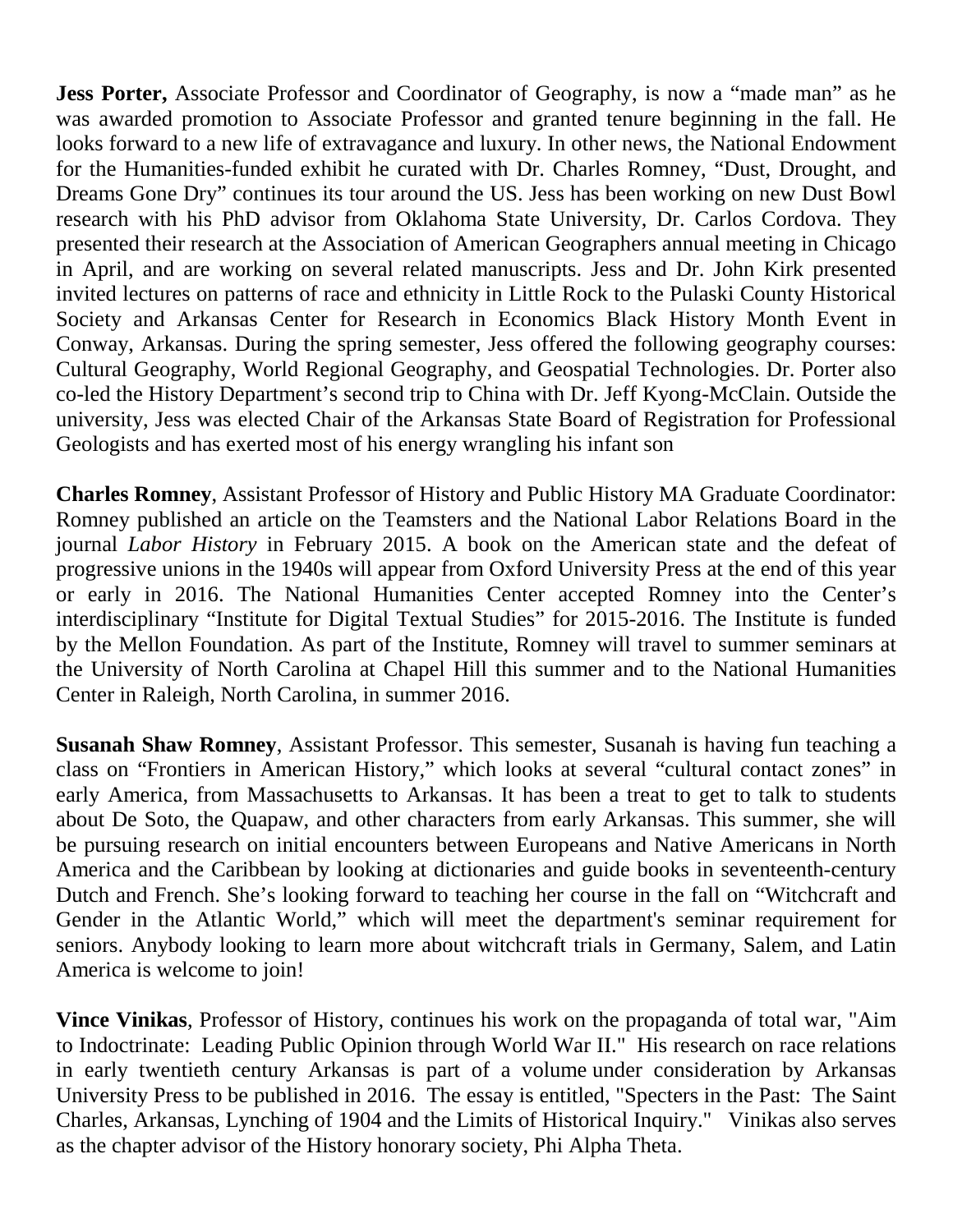**Jess Porter,** Associate Professor and Coordinator of Geography, is now a “made man” as he was awarded promotion to Associate Professor and granted tenure beginning in the fall. He looks forward to a new life of extravagance and luxury. In other news, the National Endowment for the Humanities-funded exhibit he curated with Dr. Charles Romney, “Dust, Drought, and Dreams Gone Dry” continues its tour around the US. Jess has been working on new Dust Bowl research with his PhD advisor from Oklahoma State University, Dr. Carlos Cordova. They presented their research at the Association of American Geographers annual meeting in Chicago in April, and are working on several related manuscripts. Jess and Dr. John Kirk presented invited lectures on patterns of race and ethnicity in Little Rock to the Pulaski County Historical Society and Arkansas Center for Research in Economics Black History Month Event in Conway, Arkansas. During the spring semester, Jess offered the following geography courses: Cultural Geography, World Regional Geography, and Geospatial Technologies. Dr. Porter also co-led the History Department’s second trip to China with Dr. Jeff Kyong-McClain. Outside the university, Jess was elected Chair of the Arkansas State Board of Registration for Professional Geologists and has exerted most of his energy wrangling his infant son

**Charles Romney**, Assistant Professor of History and Public History MA Graduate Coordinator: Romney published an article on the Teamsters and the National Labor Relations Board in the journal *Labor History* in February 2015. A book on the American state and the defeat of progressive unions in the 1940s will appear from Oxford University Press at the end of this year or early in 2016. The National Humanities Center accepted Romney into the Center’s interdisciplinary “Institute for Digital Textual Studies” for 2015-2016. The Institute is funded by the Mellon Foundation. As part of the Institute, Romney will travel to summer seminars at the University of North Carolina at Chapel Hill this summer and to the National Humanities Center in Raleigh, North Carolina, in summer 2016.

**Susanah Shaw Romney**, Assistant Professor. This semester, Susanah is having fun teaching a class on “Frontiers in American History,” which looks at several “cultural contact zones” in early America, from Massachusetts to Arkansas. It has been a treat to get to talk to students about De Soto, the Quapaw, and other characters from early Arkansas. This summer, she will be pursuing research on initial encounters between Europeans and Native Americans in North America and the Caribbean by looking at dictionaries and guide books in seventeenth-century Dutch and French. She’s looking forward to teaching her course in the fall on “Witchcraft and Gender in the Atlantic World,” which will meet the department's seminar requirement for seniors. Anybody looking to learn more about witchcraft trials in Germany, Salem, and Latin America is welcome to join!

**Vince Vinikas**, Professor of History, continues his work on the propaganda of total war, "Aim to Indoctrinate: Leading Public Opinion through World War II." His research on race relations in early twentieth century Arkansas is part of a volume under consideration by Arkansas University Press to be published in 2016. The essay is entitled, "Specters in the Past: The Saint Charles, Arkansas, Lynching of 1904 and the Limits of Historical Inquiry." Vinikas also serves as the chapter advisor of the History honorary society, Phi Alpha Theta.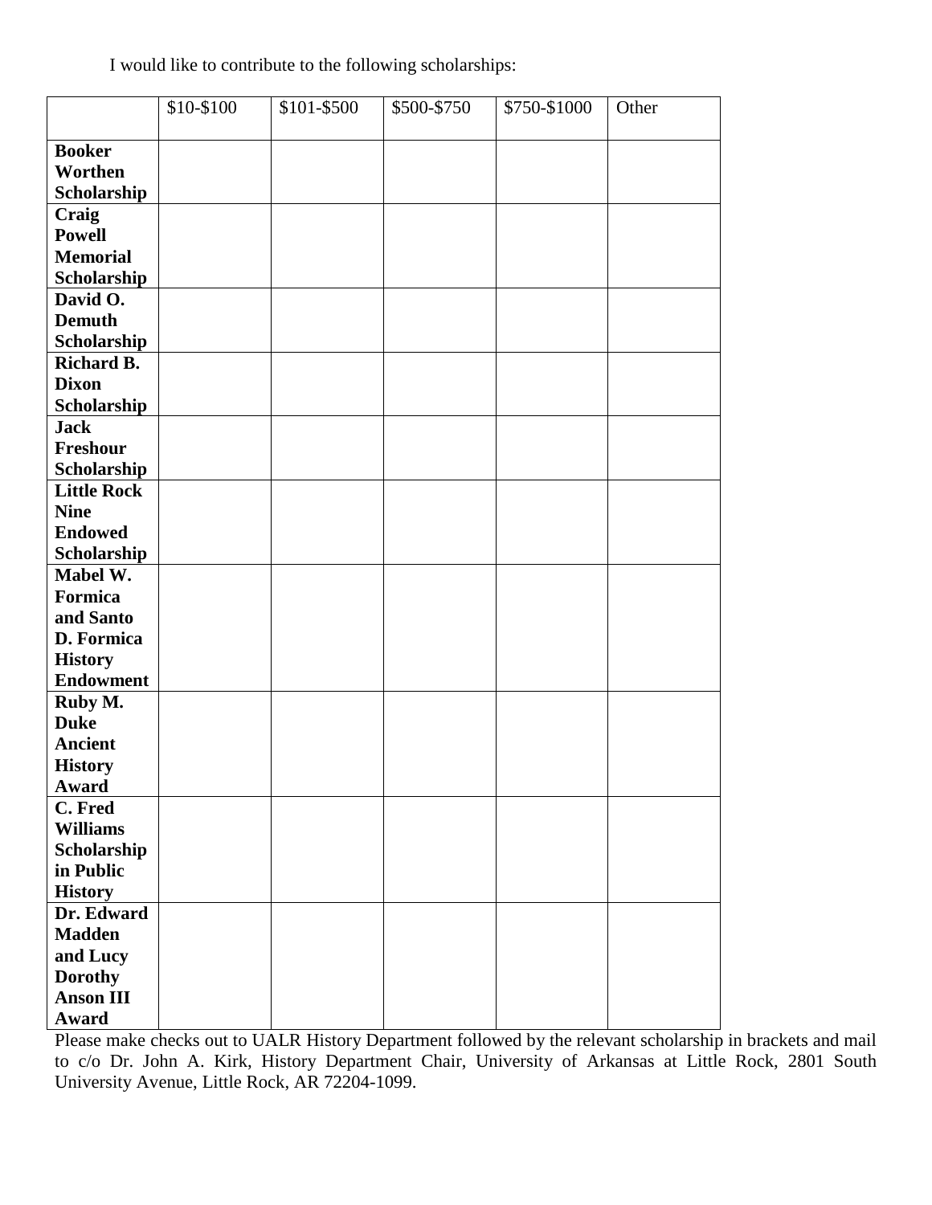I would like to contribute to the following scholarships:

| | $10-$100 | $101-$500 | $500-$750 | $750-$1000 | Other |
|---|---|---|---|---|---|
| **Booker Worthen Scholarship** | | | | | |
| **Craig Powell Memorial Scholarship** | | | | | |
| **David O. Demuth Scholarship** | | | | | |
| **Richard B. Dixon Scholarship** | | | | | |
| **Jack Freshour Scholarship** | | | | | |
| **Little Rock Nine Endowed Scholarship** | | | | | |
| **Mabel W. Formica and Santo D. Formica History Endowment** | | | | | |
| **Ruby M. Duke Ancient History Award** | | | | | |
| **C. Fred Williams Scholarship in Public History** | | | | | |
| **Dr. Edward Madden and Lucy Dorothy Anson III Award** | | | | | |

Please make checks out to UALR History Department followed by the relevant scholarship in brackets and mail to c/o Dr. John A. Kirk, History Department Chair, University of Arkansas at Little Rock, 2801 South University Avenue, Little Rock, AR 72204-1099.